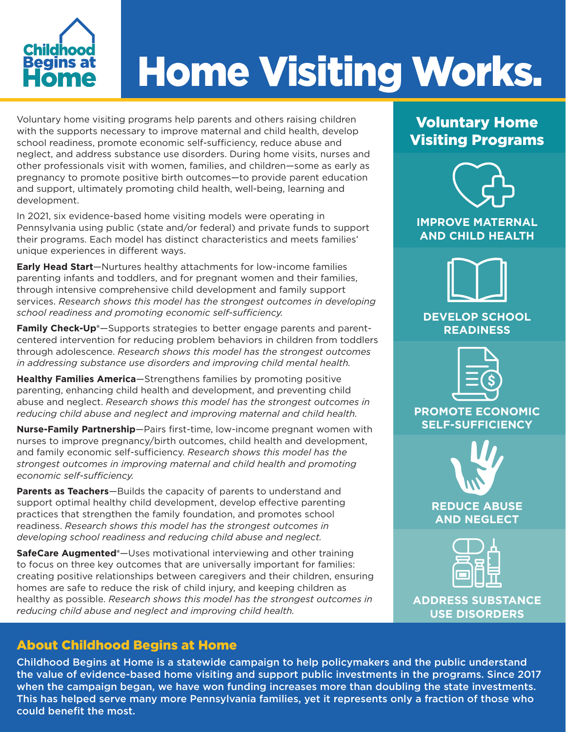Childhood Begins at Home

# Home Visiting Works.

Voluntary home visiting programs help parents and others raising children with the supports necessary to improve maternal and child health, develop school readiness, promote economic self-sufficiency, reduce abuse and neglect, and address substance use disorders. During home visits, nurses and other professionals visit with women, families, and children—some as early as pregnancy to promote positive birth outcomes—to provide parent education and support, ultimately promoting child health, well-being, learning and development.

In 2021, six evidence-based home visiting models were operating in Pennsylvania using public (state and/or federal) and private funds to support their programs. Each model has distinct characteristics and meets families' unique experiences in different ways.

**Early Head Start**—Nurtures healthy attachments for low-income families parenting infants and toddlers, and for pregnant women and their families, through intensive comprehensive child development and family support services. *Research shows this model has the strongest outcomes in developing school readiness and promoting economic self-sufficiency.*

**Family Check-Up®**—Supports strategies to better engage parents and parent-centered intervention for reducing problem behaviors in children from toddlers through adolescence. *Research shows this model has the strongest outcomes in addressing substance use disorders and improving child mental health.*

**Healthy Families America**—Strengthens families by promoting positive parenting, enhancing child health and development, and preventing child abuse and neglect. *Research shows this model has the strongest outcomes in reducing child abuse and neglect and improving maternal and child health.*

**Nurse-Family Partnership**—Pairs first-time, low-income pregnant women with nurses to improve pregnancy/birth outcomes, child health and development, and family economic self-sufficiency. *Research shows this model has the strongest outcomes in improving maternal and child health and promoting economic self-sufficiency.*

**Parents as Teachers**—Builds the capacity of parents to understand and support optimal healthy child development, develop effective parenting practices that strengthen the family foundation, and promotes school readiness. *Research shows this model has the strongest outcomes in developing school readiness and reducing child abuse and neglect.*

**SafeCare Augmented®**—Uses motivational interviewing and other training to focus on three key outcomes that are universally important for families: creating positive relationships between caregivers and their children, ensuring homes are safe to reduce the risk of child injury, and keeping children as healthy as possible. *Research shows this model has the strongest outcomes in reducing child abuse and neglect and improving child health.*

## Voluntary Home Visiting Programs

- IMPROVE MATERNAL AND CHILD HEALTH
- DEVELOP SCHOOL READINESS
- PROMOTE ECONOMIC SELF-SUFFICIENCY
- REDUCE ABUSE AND NEGLECT
- ADDRESS SUBSTANCE USE DISORDERS

## About Childhood Begins at Home

Childhood Begins at Home is a statewide campaign to help policymakers and the public understand the value of evidence-based home visiting and support public investments in the programs. Since 2017 when the campaign began, we have won funding increases more than doubling the state investments. This has helped serve many more Pennsylvania families, yet it represents only a fraction of those who could benefit the most.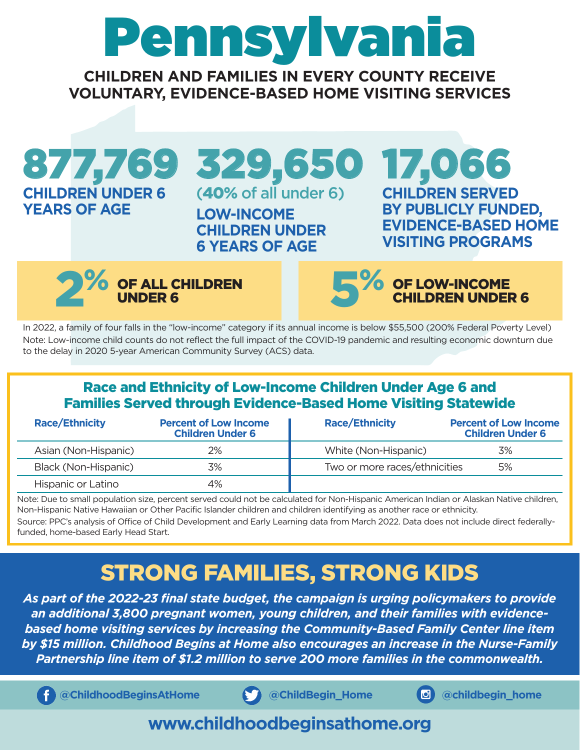# Pennsylvania

**CHILDREN AND FAMILIES IN EVERY COUNTY RECEIVE VOLUNTARY, EVIDENCE-BASED HOME VISITING SERVICES**

**877,769**
**CHILDREN UNDER 6 YEARS OF AGE**

**329,650**
(**40%** of all under 6)
**LOW-INCOME CHILDREN UNDER 6 YEARS OF AGE**

**17,066**
**CHILDREN SERVED BY PUBLICLY FUNDED, EVIDENCE-BASED HOME VISITING PROGRAMS**

**2% OF ALL CHILDREN UNDER 6**

**5% OF LOW-INCOME CHILDREN UNDER 6**

In 2022, a family of four falls in the "low-income" category if its annual income is below $55,500 (200% Federal Poverty Level)
Note: Low-income child counts do not reflect the full impact of the COVID-19 pandemic and resulting economic downturn due to the delay in 2020 5-year American Community Survey (ACS) data.

## Race and Ethnicity of Low-Income Children Under Age 6 and Families Served through Evidence-Based Home Visiting Statewide

| Race/Ethnicity | Percent of Low Income Children Under 6 | Race/Ethnicity | Percent of Low Income Children Under 6 |
|---|---|---|---|
| Asian (Non-Hispanic) | 2% | White (Non-Hispanic) | 3% |
| Black (Non-Hispanic) | 3% | Two or more races/ethnicities | 5% |
| Hispanic or Latino | 4% | | |

Note: Due to small population size, percent served could not be calculated for Non-Hispanic American Indian or Alaskan Native children, Non-Hispanic Native Hawaiian or Other Pacific Islander children and children identifying as another race or ethnicity.
Source: PPC's analysis of Office of Child Development and Early Learning data from March 2022. Data does not include direct federally-funded, home-based Early Head Start.

## STRONG FAMILIES, STRONG KIDS

***As part of the 2022-23 final state budget, the campaign is urging policymakers to provide an additional 3,800 pregnant women, young children, and their families with evidence-based home visiting services by increasing the Community-Based Family Center line item by $15 million. Childhood Begins at Home also encourages an increase in the Nurse-Family Partnership line item of $1.2 million to serve 200 more families in the commonwealth.***

@ChildhoodBeginsAtHome @ChildBegin_Home @childbegin_home

**www.childhoodbeginsathome.org**